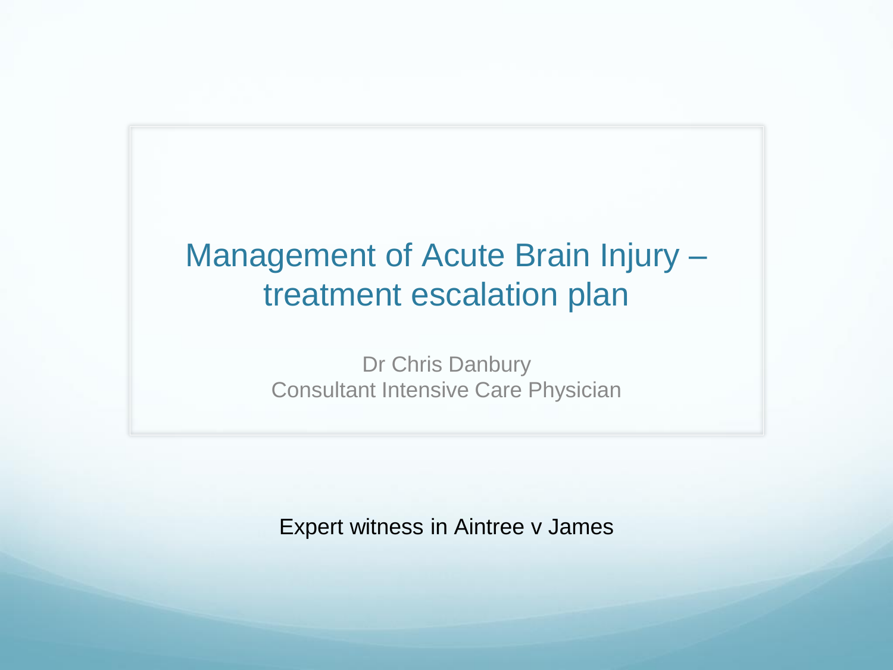# Management of Acute Brain Injury – treatment escalation plan

Dr Chris Danbury

Consultant Intensive Care Physician

Expert witness in Aintree v James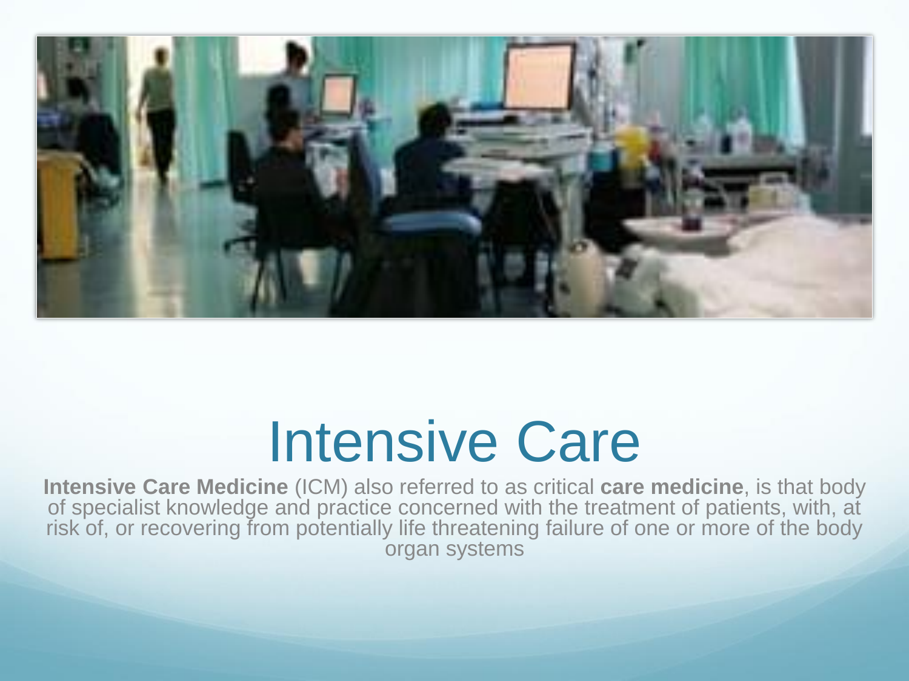# Intensive Care

**Intensive Care Medicine** (ICM) also referred to as critical **care medicine**, is that body of specialist knowledge and practice concerned with the treatment of patients, with, at risk of, or recovering from potentially life threatening failure of one or more of the body organ systems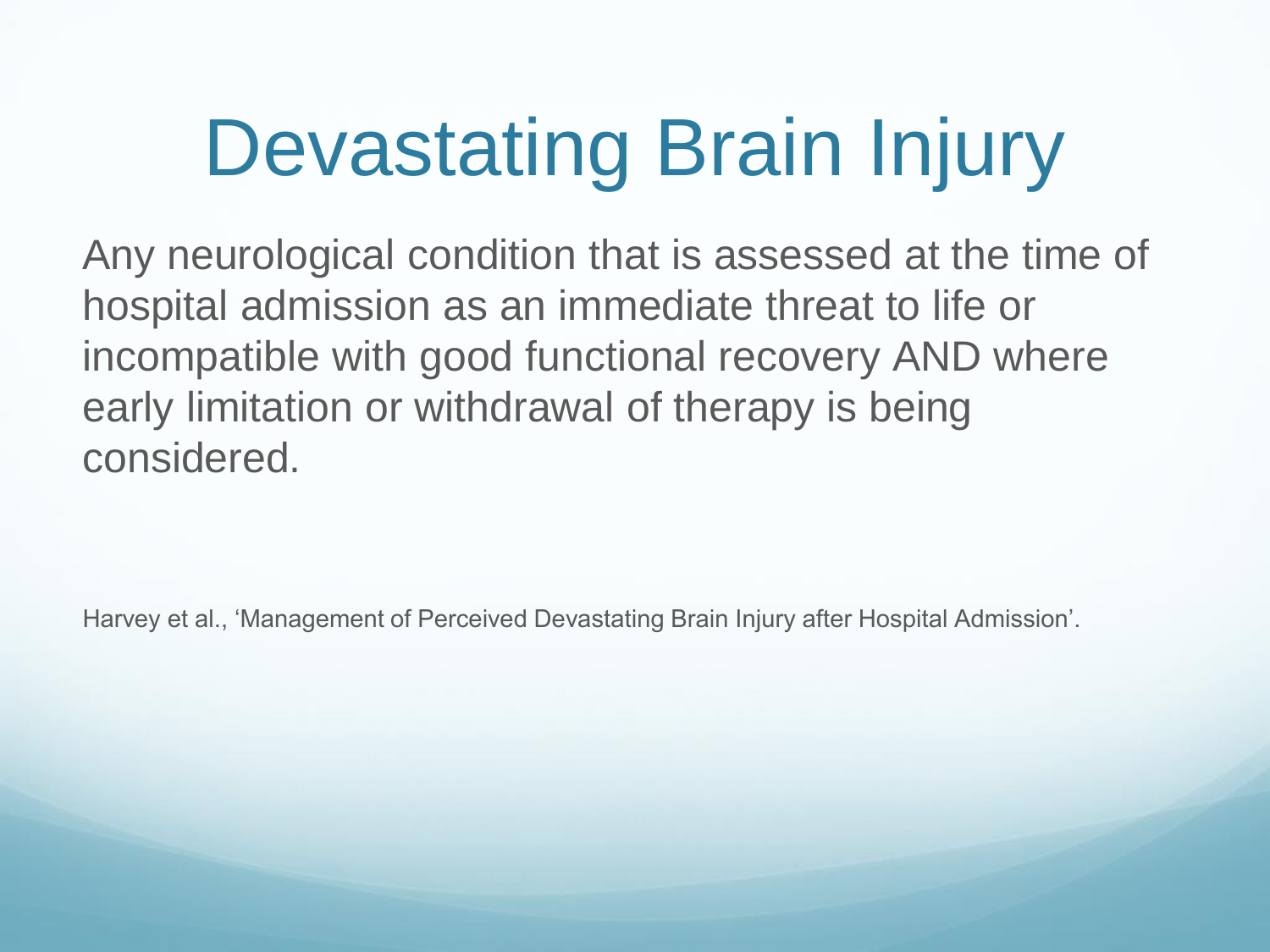# Devastating Brain Injury

Any neurological condition that is assessed at the time of hospital admission as an immediate threat to life or incompatible with good functional recovery AND where early limitation or withdrawal of therapy is being considered.

Harvey et al., 'Management of Perceived Devastating Brain Injury after Hospital Admission'.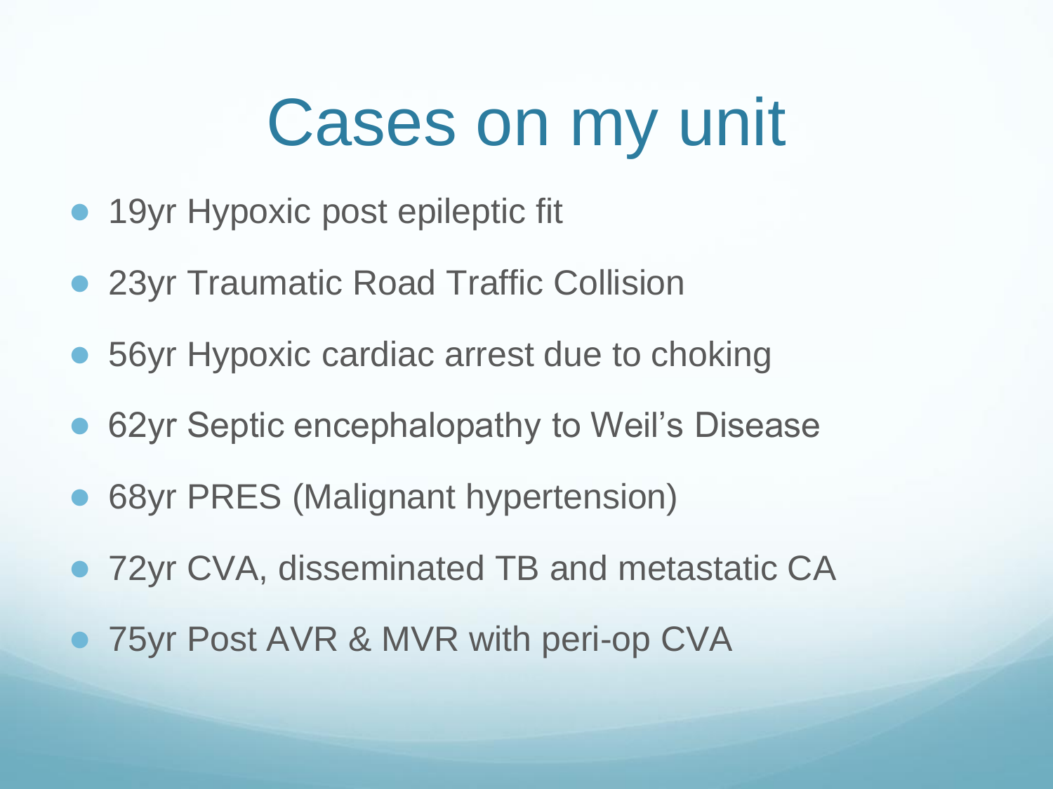# Cases on my unit

- 19yr Hypoxic post epileptic fit
- 23yr Traumatic Road Traffic Collision
- 56yr Hypoxic cardiac arrest due to choking
- 62yr Septic encephalopathy to Weil's Disease
- 68yr PRES (Malignant hypertension)
- 72yr CVA, disseminated TB and metastatic CA
- 75yr Post AVR & MVR with peri-op CVA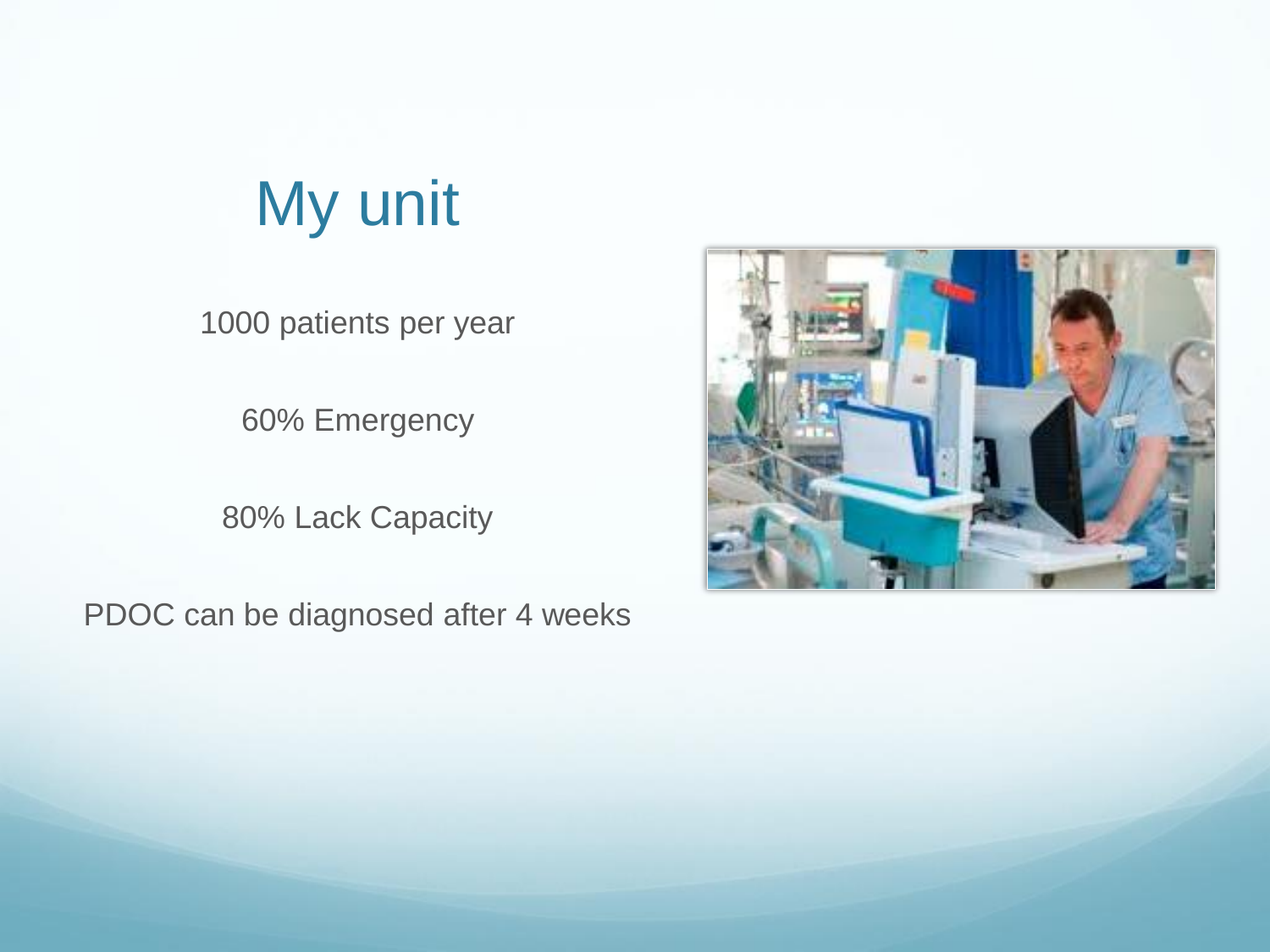# My unit

1000 patients per year

60% Emergency

80% Lack Capacity

PDOC can be diagnosed after 4 weeks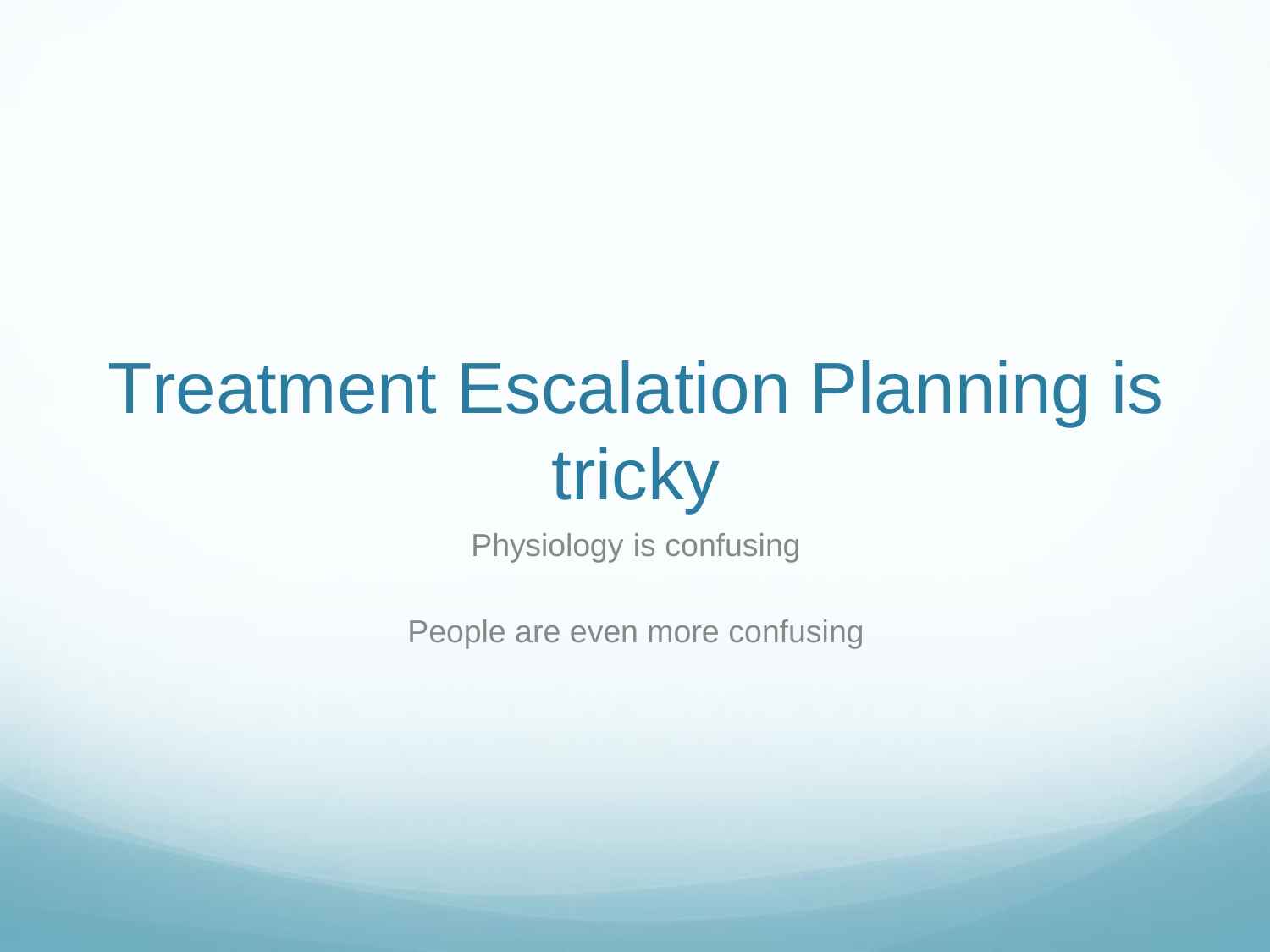# Treatment Escalation Planning is tricky

Physiology is confusing

People are even more confusing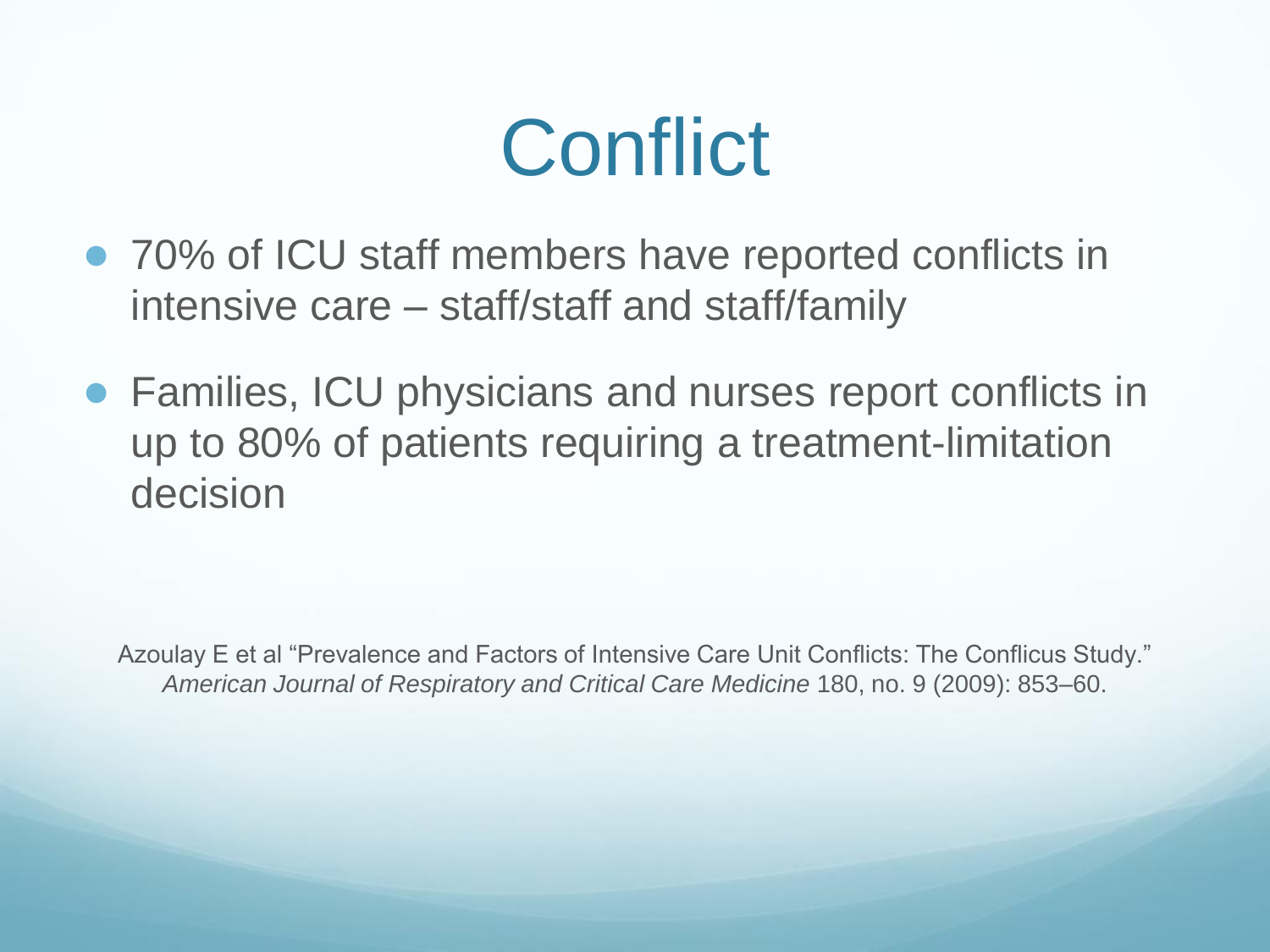# Conflict

- 70% of ICU staff members have reported conflicts in intensive care – staff/staff and staff/family
- Families, ICU physicians and nurses report conflicts in up to 80% of patients requiring a treatment-limitation decision

Azoulay E et al "Prevalence and Factors of Intensive Care Unit Conflicts: The Conflicus Study." *American Journal of Respiratory and Critical Care Medicine* 180, no. 9 (2009): 853–60.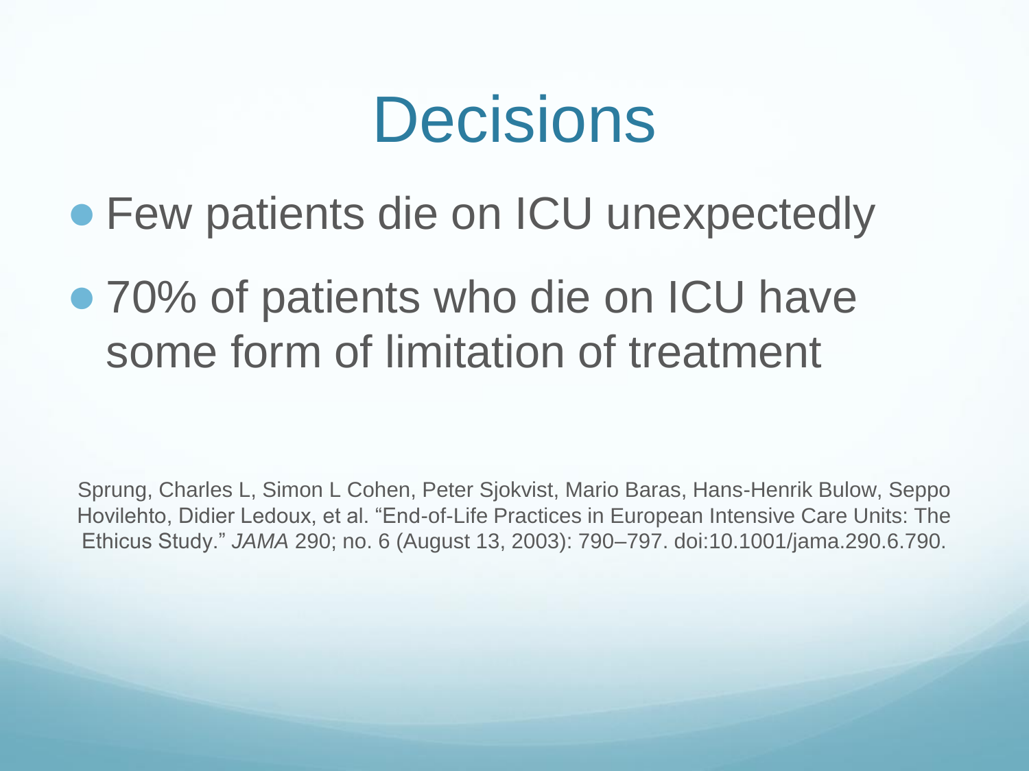# Decisions

- Few patients die on ICU unexpectedly
- 70% of patients who die on ICU have some form of limitation of treatment

Sprung, Charles L, Simon L Cohen, Peter Sjokvist, Mario Baras, Hans-Henrik Bulow, Seppo Hovilehto, Didier Ledoux, et al. "End-of-Life Practices in European Intensive Care Units: The Ethicus Study." *JAMA* 290; no. 6 (August 13, 2003): 790–797. doi:10.1001/jama.290.6.790.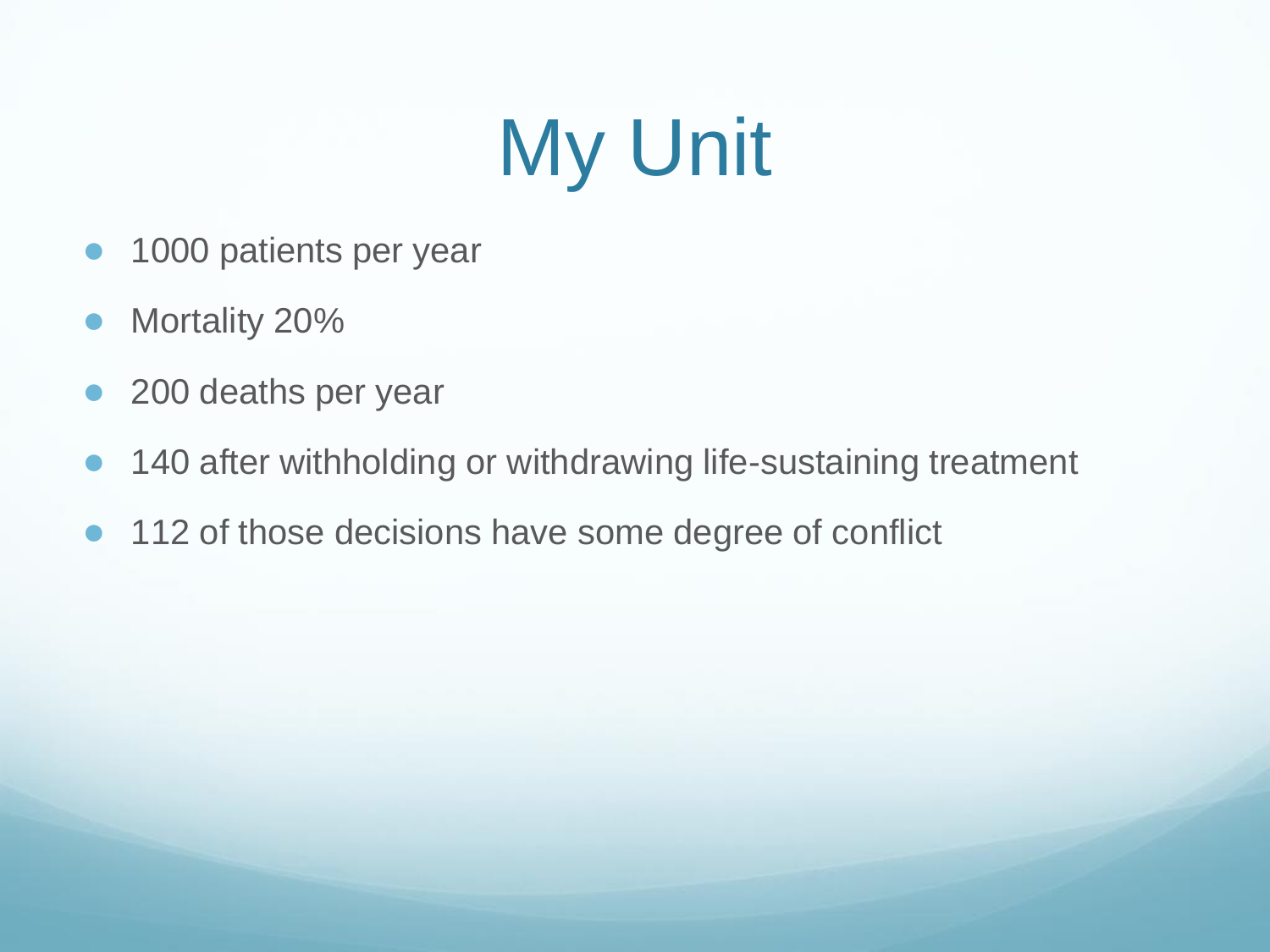# My Unit

- 1000 patients per year
- Mortality 20%
- 200 deaths per year
- 140 after withholding or withdrawing life-sustaining treatment
- 112 of those decisions have some degree of conflict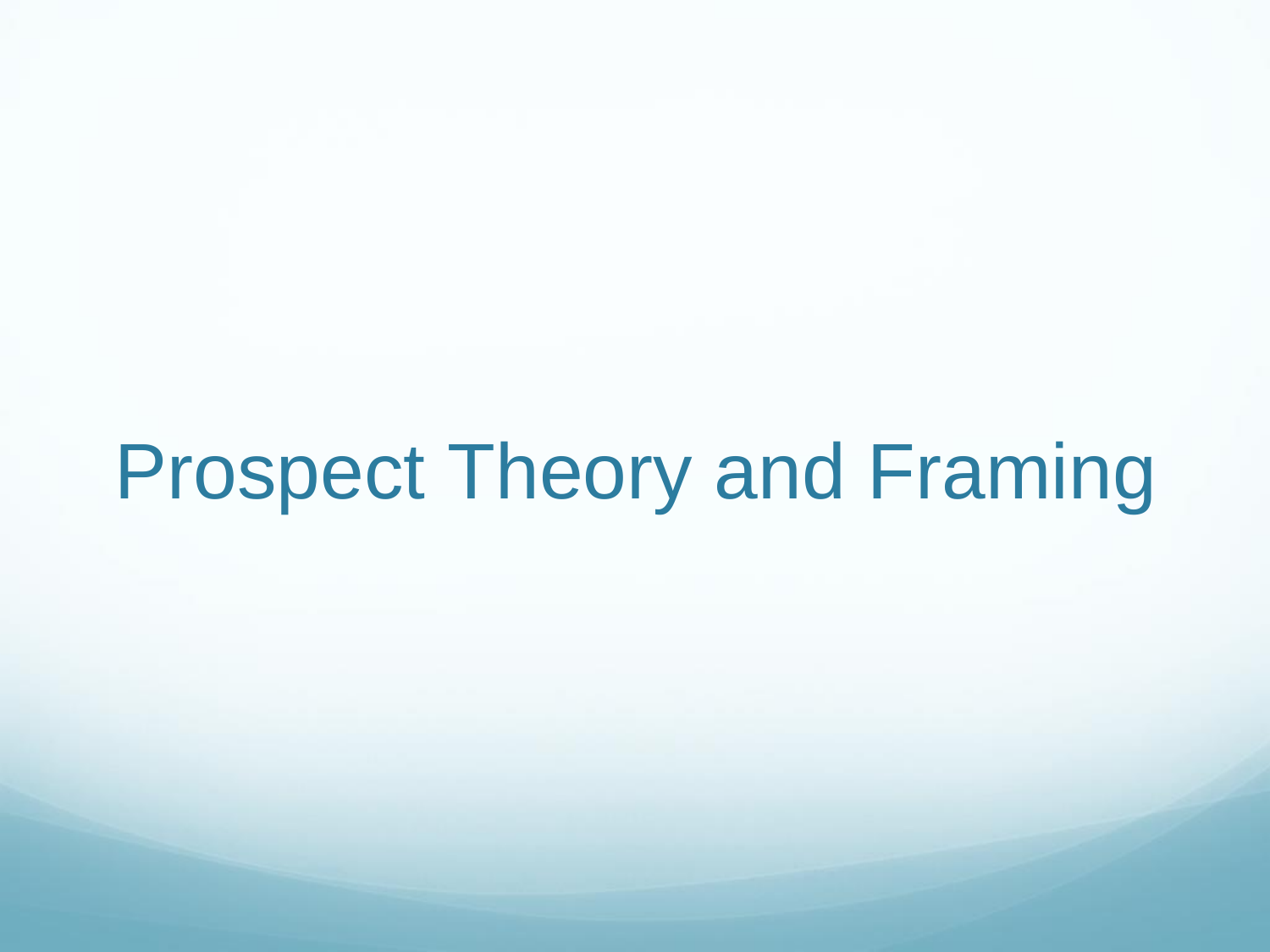# Prospect Theory and Framing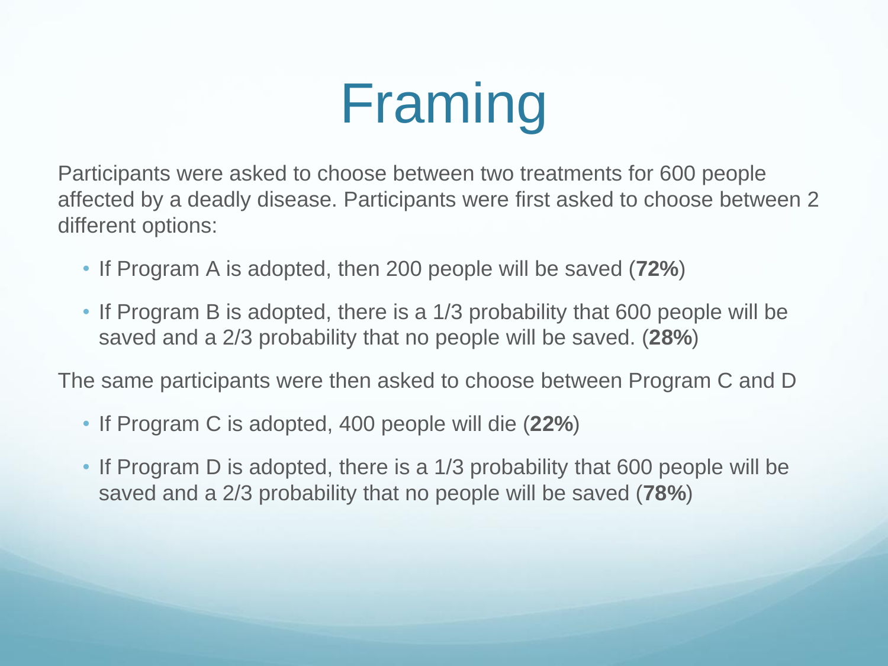# Framing

Participants were asked to choose between two treatments for 600 people affected by a deadly disease. Participants were first asked to choose between 2 different options:

- If Program A is adopted, then 200 people will be saved (**72%**)
- If Program B is adopted, there is a 1/3 probability that 600 people will be saved and a 2/3 probability that no people will be saved. (**28%**)

The same participants were then asked to choose between Program C and D

- If Program C is adopted, 400 people will die (**22%**)
- If Program D is adopted, there is a 1/3 probability that 600 people will be saved and a 2/3 probability that no people will be saved (**78%**)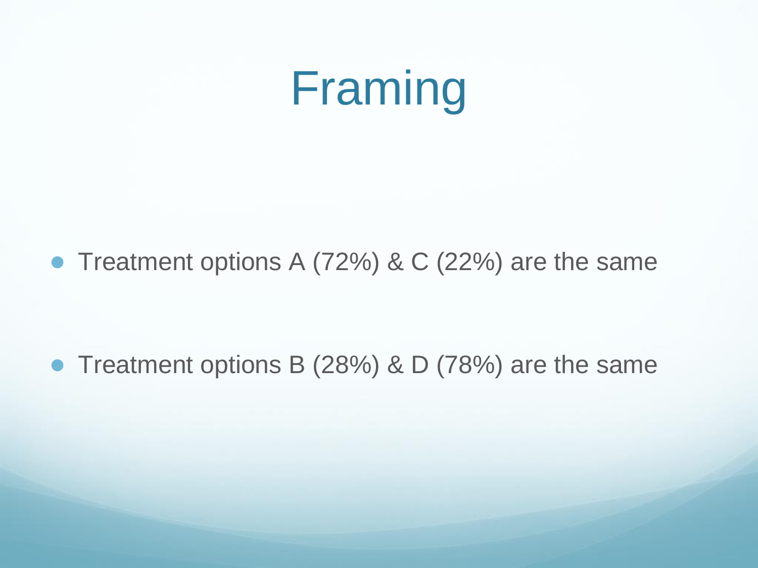# Framing

- Treatment options A (72%) & C (22%) are the same
- Treatment options B (28%) & D (78%) are the same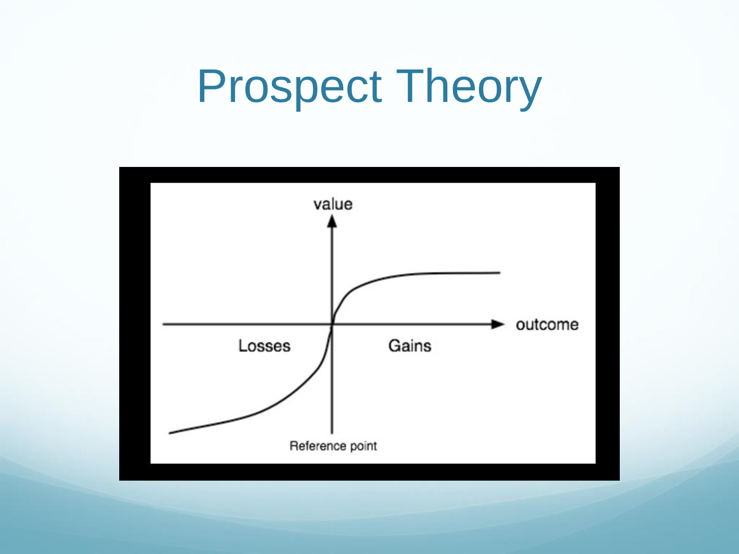# Prospect Theory

value

outcome

Losses

Gains

Reference point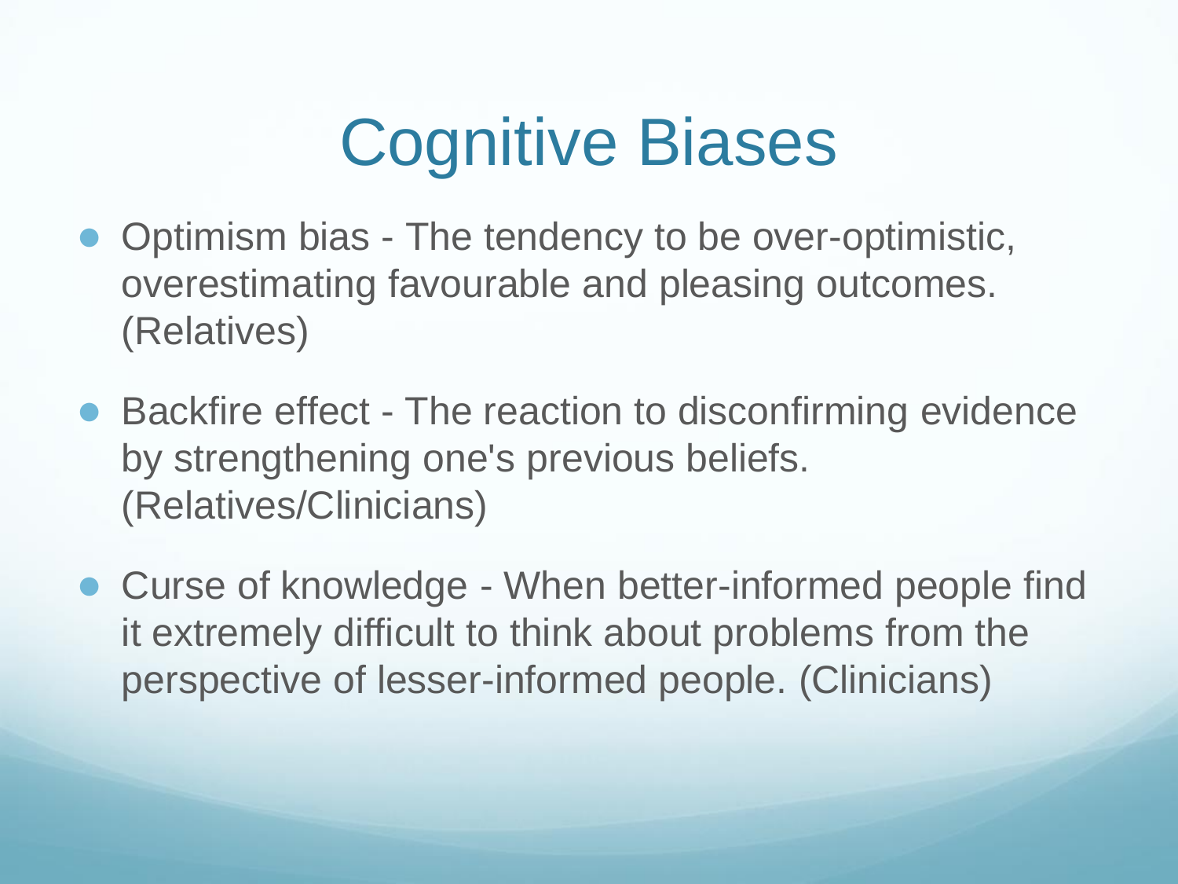# Cognitive Biases

- Optimism bias - The tendency to be over-optimistic, overestimating favourable and pleasing outcomes. (Relatives)
- Backfire effect - The reaction to disconfirming evidence by strengthening one's previous beliefs. (Relatives/Clinicians)
- Curse of knowledge - When better-informed people find it extremely difficult to think about problems from the perspective of lesser-informed people. (Clinicians)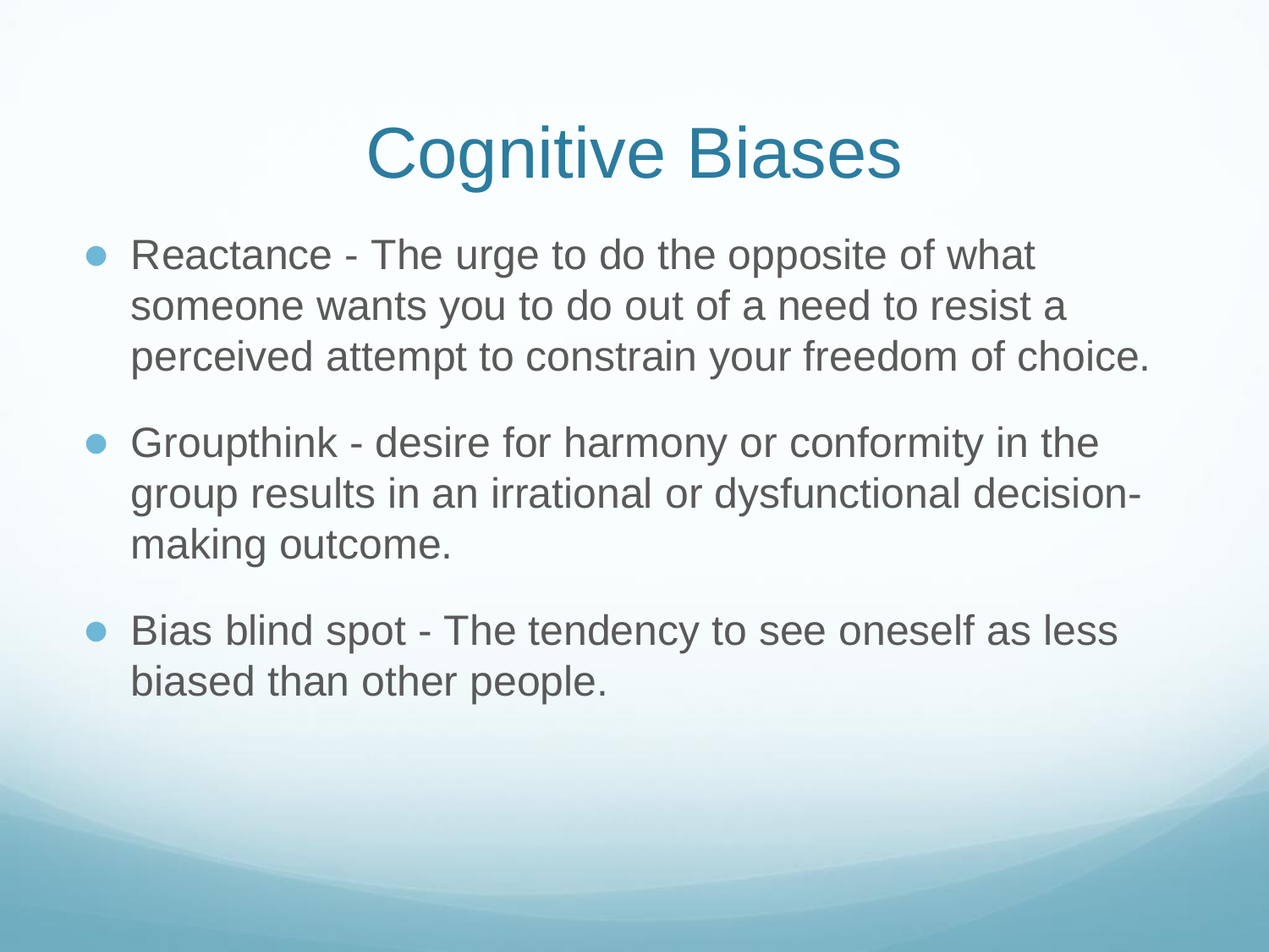# Cognitive Biases

- Reactance - The urge to do the opposite of what someone wants you to do out of a need to resist a perceived attempt to constrain your freedom of choice.
- Groupthink - desire for harmony or conformity in the group results in an irrational or dysfunctional decision-making outcome.
- Bias blind spot - The tendency to see oneself as less biased than other people.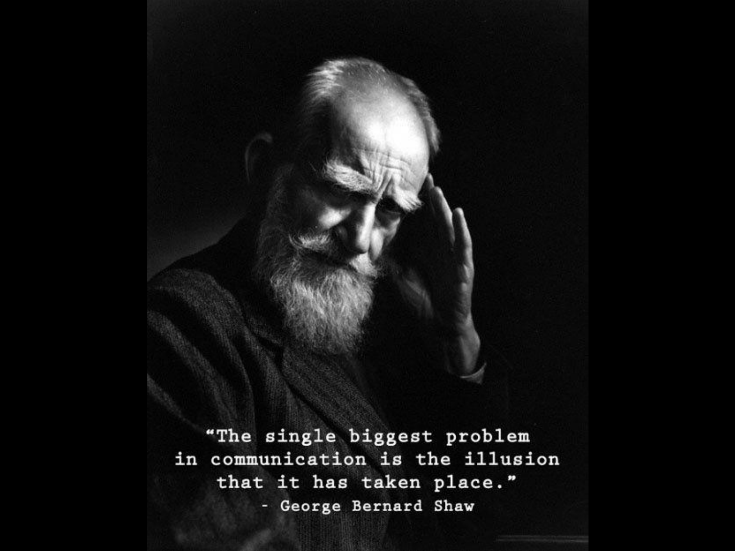"The single biggest problem in communication is the illusion that it has taken place."

- George Bernard Shaw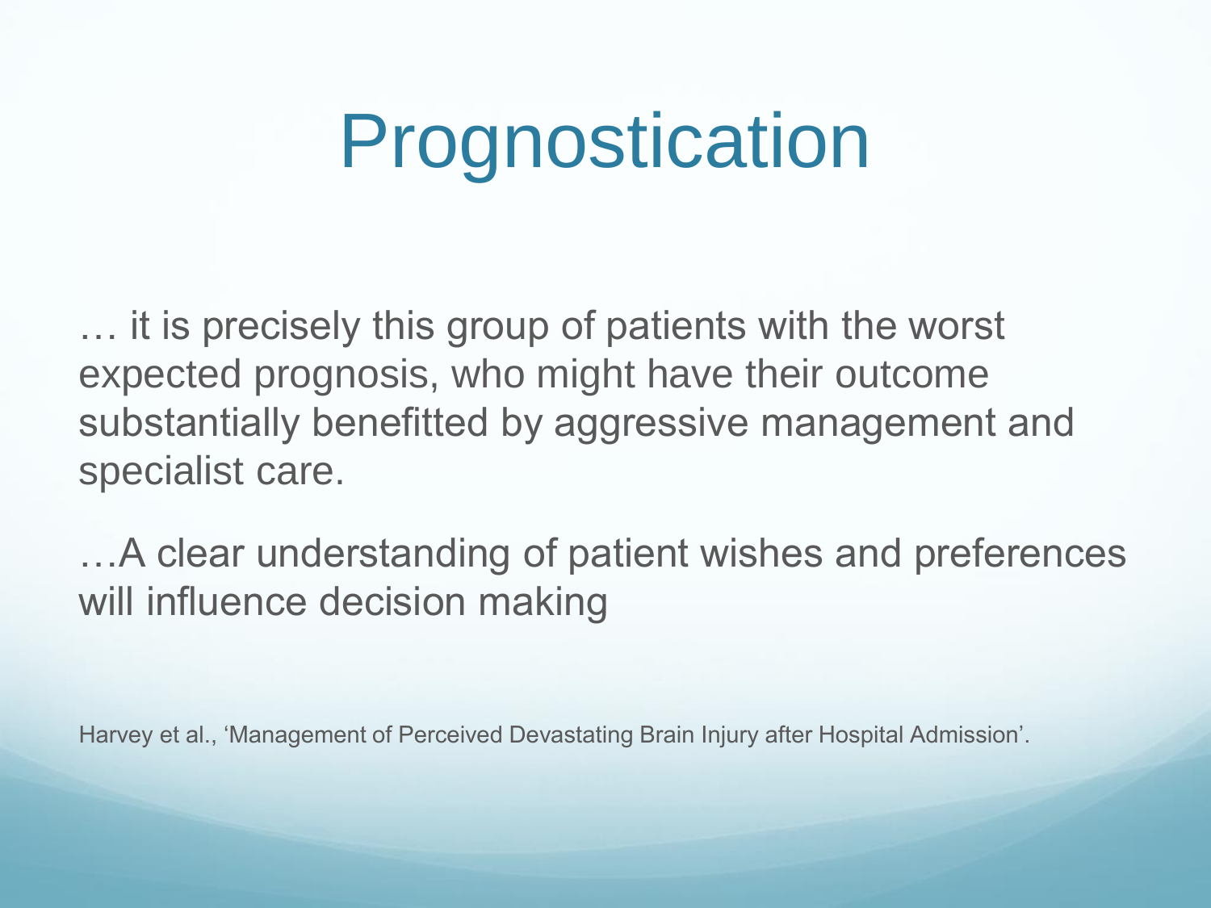# Prognostication

… it is precisely this group of patients with the worst expected prognosis, who might have their outcome substantially benefitted by aggressive management and specialist care.

…A clear understanding of patient wishes and preferences will influence decision making

Harvey et al., 'Management of Perceived Devastating Brain Injury after Hospital Admission'.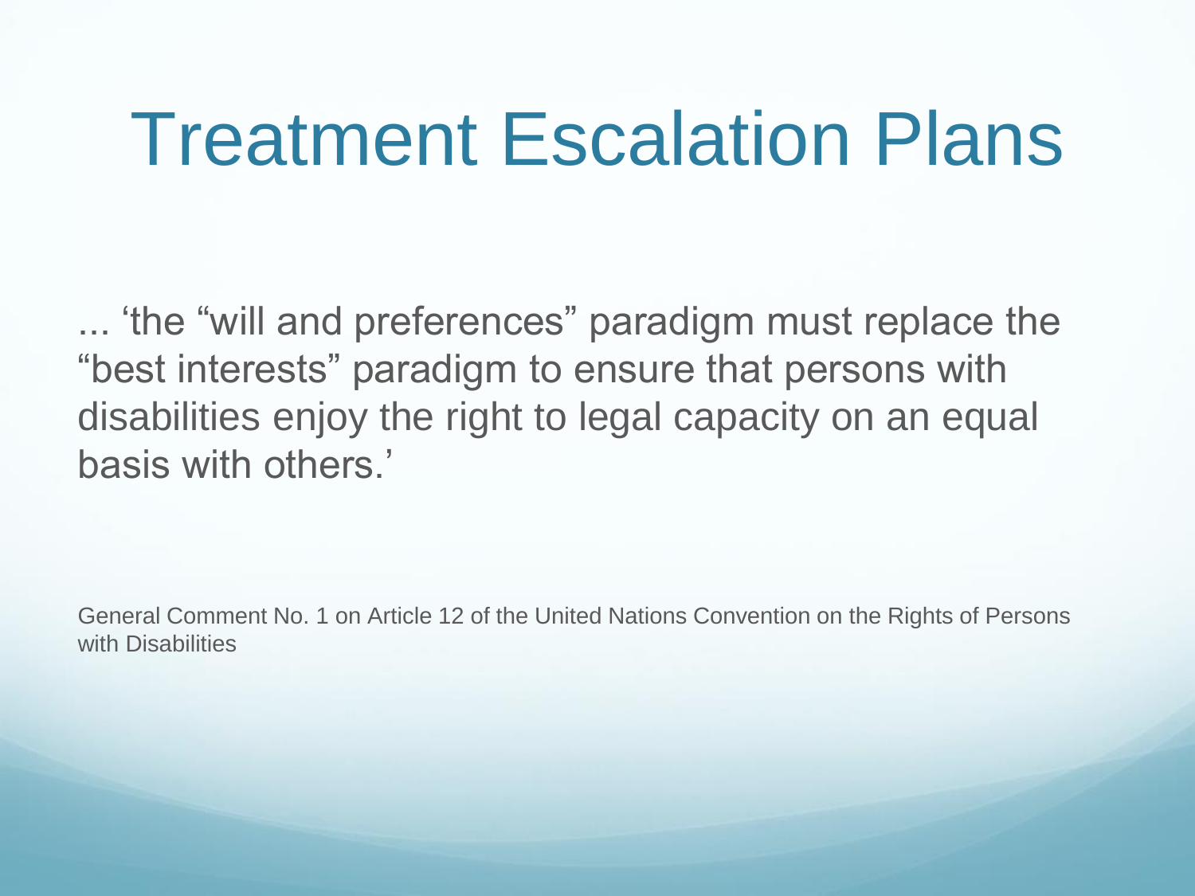# Treatment Escalation Plans

... ‘the “will and preferences” paradigm must replace the “best interests” paradigm to ensure that persons with disabilities enjoy the right to legal capacity on an equal basis with others.’

General Comment No. 1 on Article 12 of the United Nations Convention on the Rights of Persons with Disabilities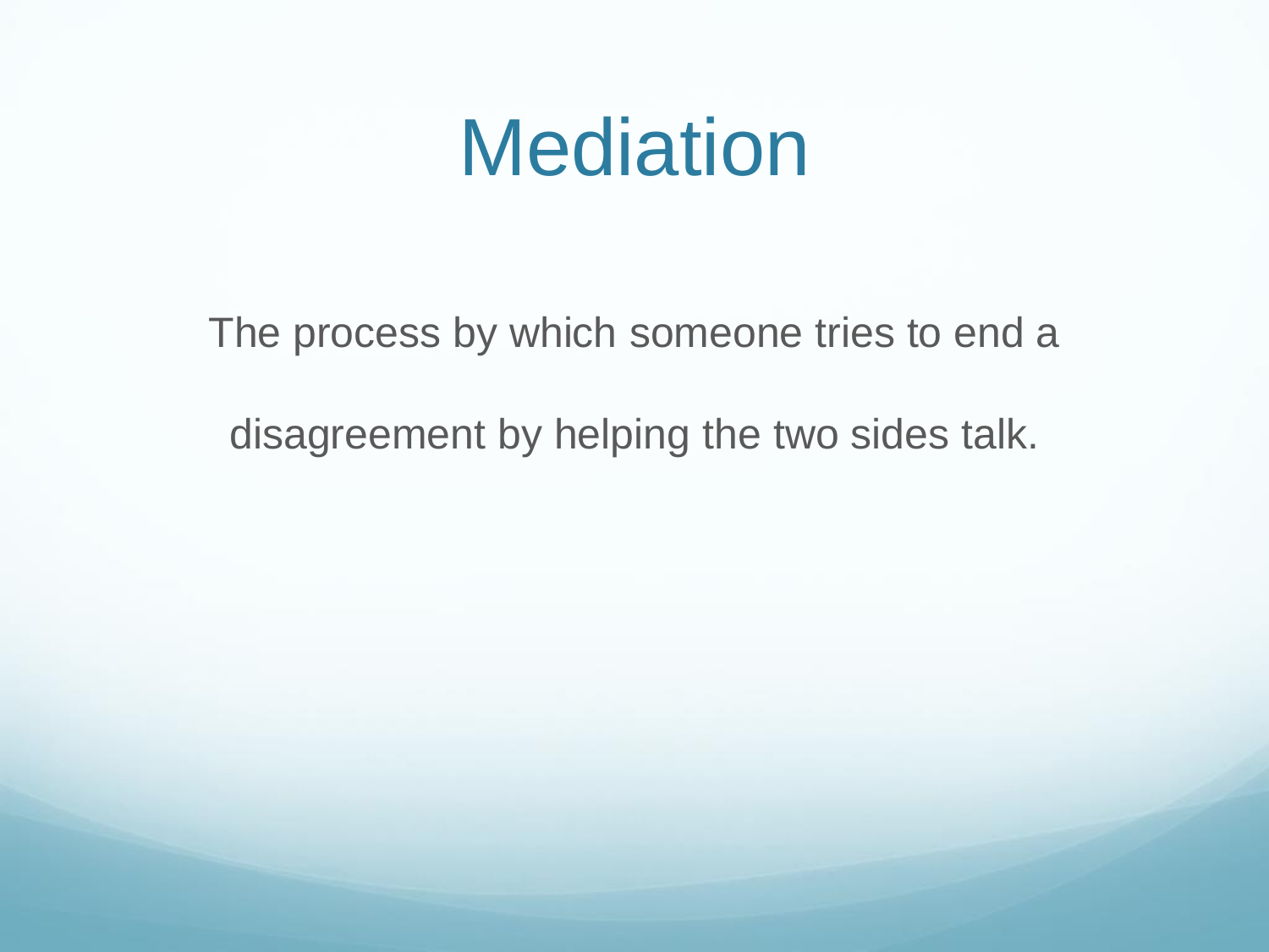# Mediation

The process by which someone tries to end a disagreement by helping the two sides talk.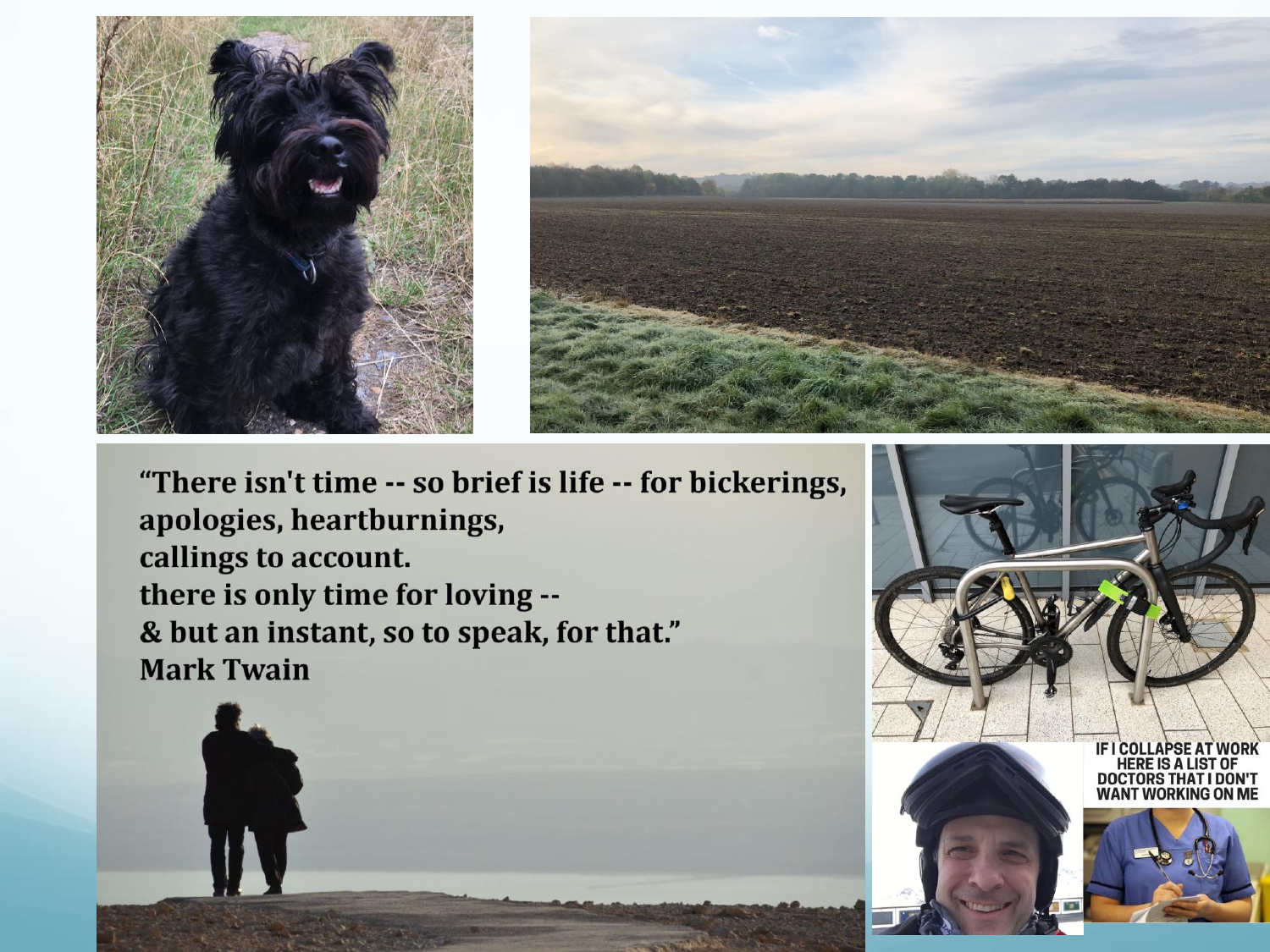"There isn't time -- so brief is life -- for bickerings,
apologies, heartburnings,
callings to account.
there is only time for loving --
& but an instant, so to speak, for that."
Mark Twain

IF I COLLAPSE AT WORK HERE IS A LIST OF DOCTORS THAT I DON'T WANT WORKING ON ME